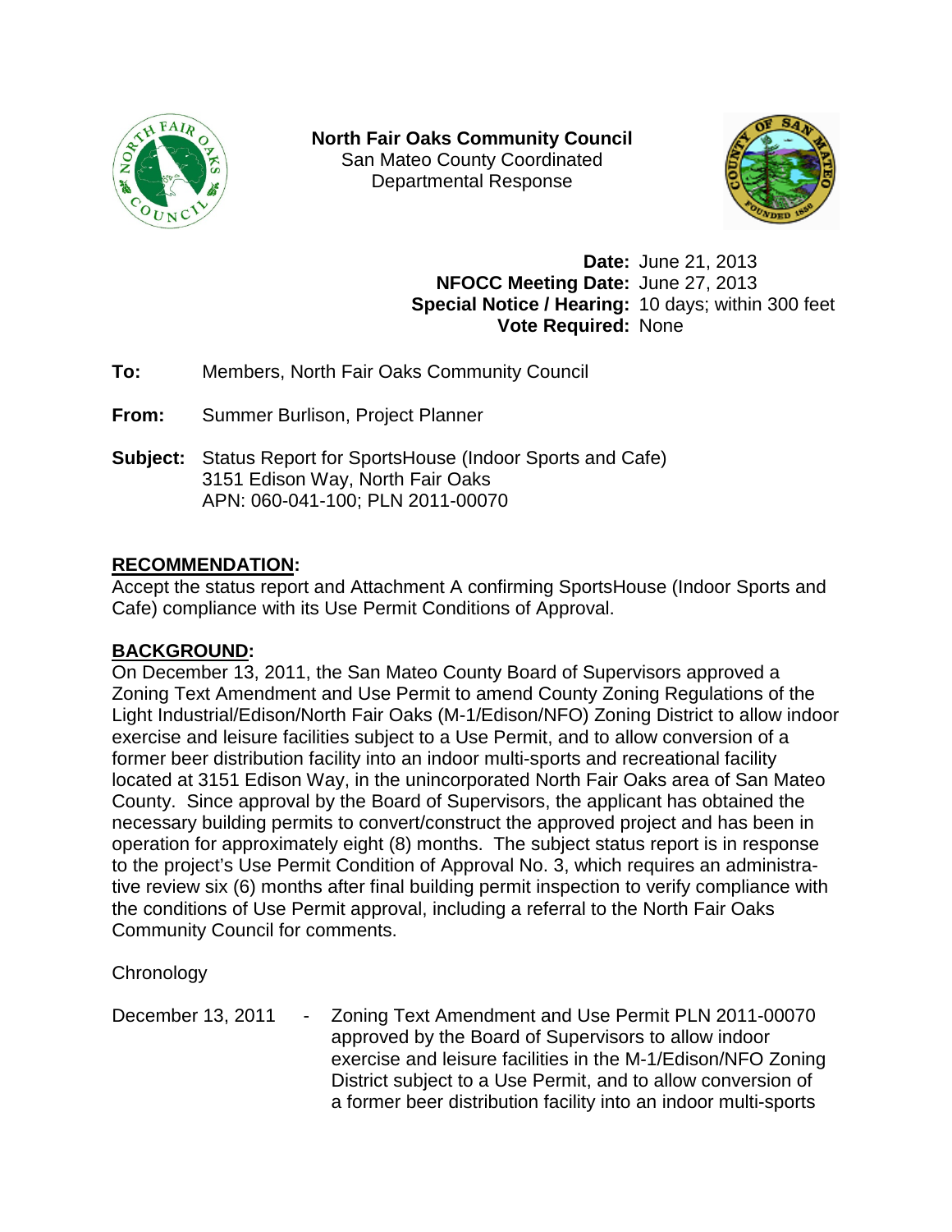**North Fair Oaks Community Council**
San Mateo County Coordinated
Departmental Response

**Date:** June 21, 2013
**NFOCC Meeting Date:** June 27, 2013
**Special Notice / Hearing:** 10 days; within 300 feet
**Vote Required:** None

**To:** Members, North Fair Oaks Community Council

**From:** Summer Burlison, Project Planner

**Subject:** Status Report for SportsHouse (Indoor Sports and Cafe)
3151 Edison Way, North Fair Oaks
APN: 060-041-100; PLN 2011-00070

## RECOMMENDATION:

Accept the status report and Attachment A confirming SportsHouse (Indoor Sports and Cafe) compliance with its Use Permit Conditions of Approval.

## BACKGROUND:

On December 13, 2011, the San Mateo County Board of Supervisors approved a Zoning Text Amendment and Use Permit to amend County Zoning Regulations of the Light Industrial/Edison/North Fair Oaks (M-1/Edison/NFO) Zoning District to allow indoor exercise and leisure facilities subject to a Use Permit, and to allow conversion of a former beer distribution facility into an indoor multi-sports and recreational facility located at 3151 Edison Way, in the unincorporated North Fair Oaks area of San Mateo County. Since approval by the Board of Supervisors, the applicant has obtained the necessary building permits to convert/construct the approved project and has been in operation for approximately eight (8) months. The subject status report is in response to the project's Use Permit Condition of Approval No. 3, which requires an administrative review six (6) months after final building permit inspection to verify compliance with the conditions of Use Permit approval, including a referral to the North Fair Oaks Community Council for comments.

Chronology

December 13, 2011 - Zoning Text Amendment and Use Permit PLN 2011-00070 approved by the Board of Supervisors to allow indoor exercise and leisure facilities in the M-1/Edison/NFO Zoning District subject to a Use Permit, and to allow conversion of a former beer distribution facility into an indoor multi-sports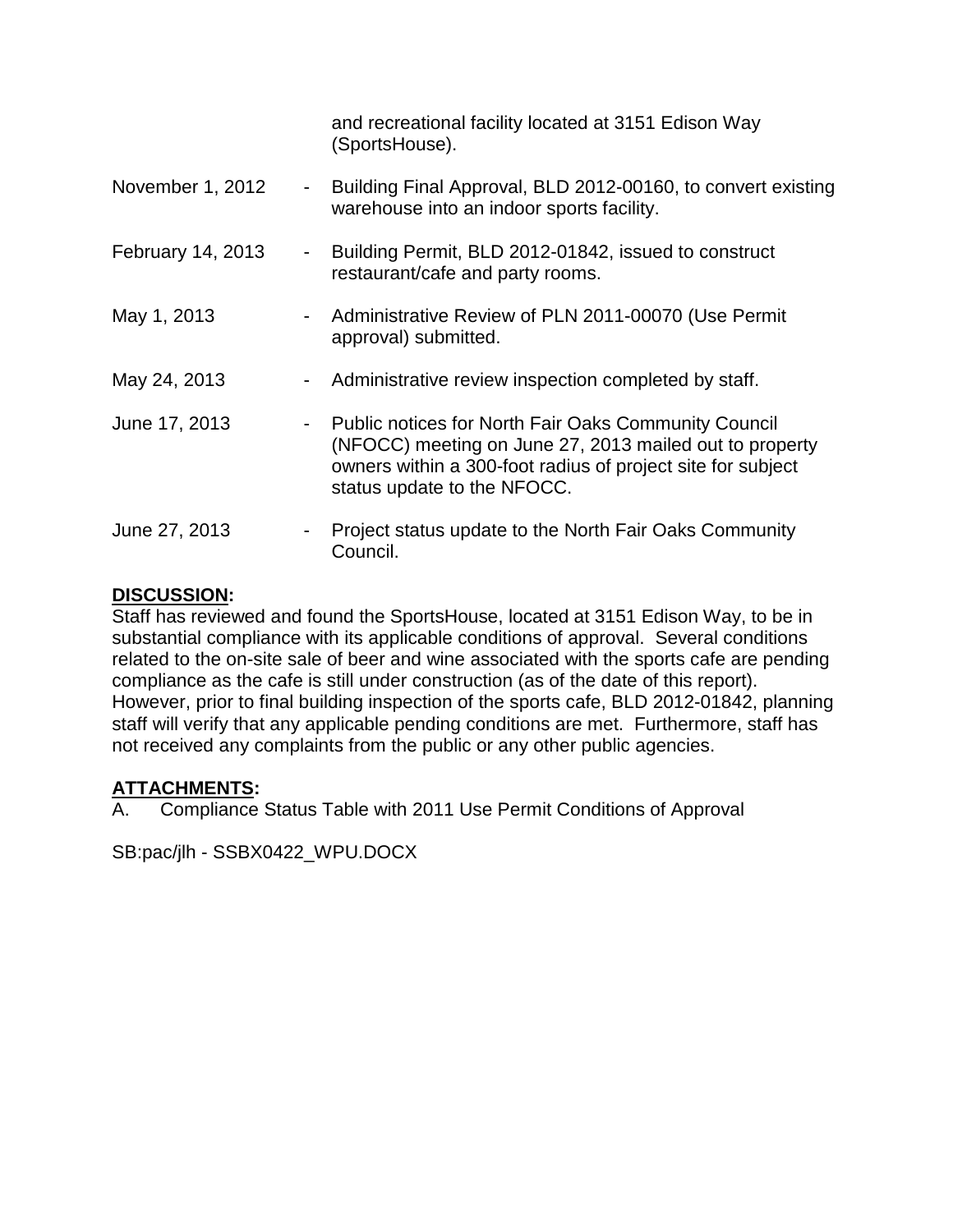and recreational facility located at 3151 Edison Way (SportsHouse).

| | | |
|---|---|---|
| November 1, 2012 | - | Building Final Approval, BLD 2012-00160, to convert existing warehouse into an indoor sports facility. |
| February 14, 2013 | - | Building Permit, BLD 2012-01842, issued to construct restaurant/cafe and party rooms. |
| May 1, 2013 | - | Administrative Review of PLN 2011-00070 (Use Permit approval) submitted. |
| May 24, 2013 | - | Administrative review inspection completed by staff. |
| June 17, 2013 | - | Public notices for North Fair Oaks Community Council (NFOCC) meeting on June 27, 2013 mailed out to property owners within a 300-foot radius of project site for subject status update to the NFOCC. |
| June 27, 2013 | - | Project status update to the North Fair Oaks Community Council. |

**DISCUSSION:**

Staff has reviewed and found the SportsHouse, located at 3151 Edison Way, to be in substantial compliance with its applicable conditions of approval. Several conditions related to the on-site sale of beer and wine associated with the sports cafe are pending compliance as the cafe is still under construction (as of the date of this report). However, prior to final building inspection of the sports cafe, BLD 2012-01842, planning staff will verify that any applicable pending conditions are met. Furthermore, staff has not received any complaints from the public or any other public agencies.

**ATTACHMENTS:**

A. Compliance Status Table with 2011 Use Permit Conditions of Approval

SB:pac/jlh - SSBX0422_WPU.DOCX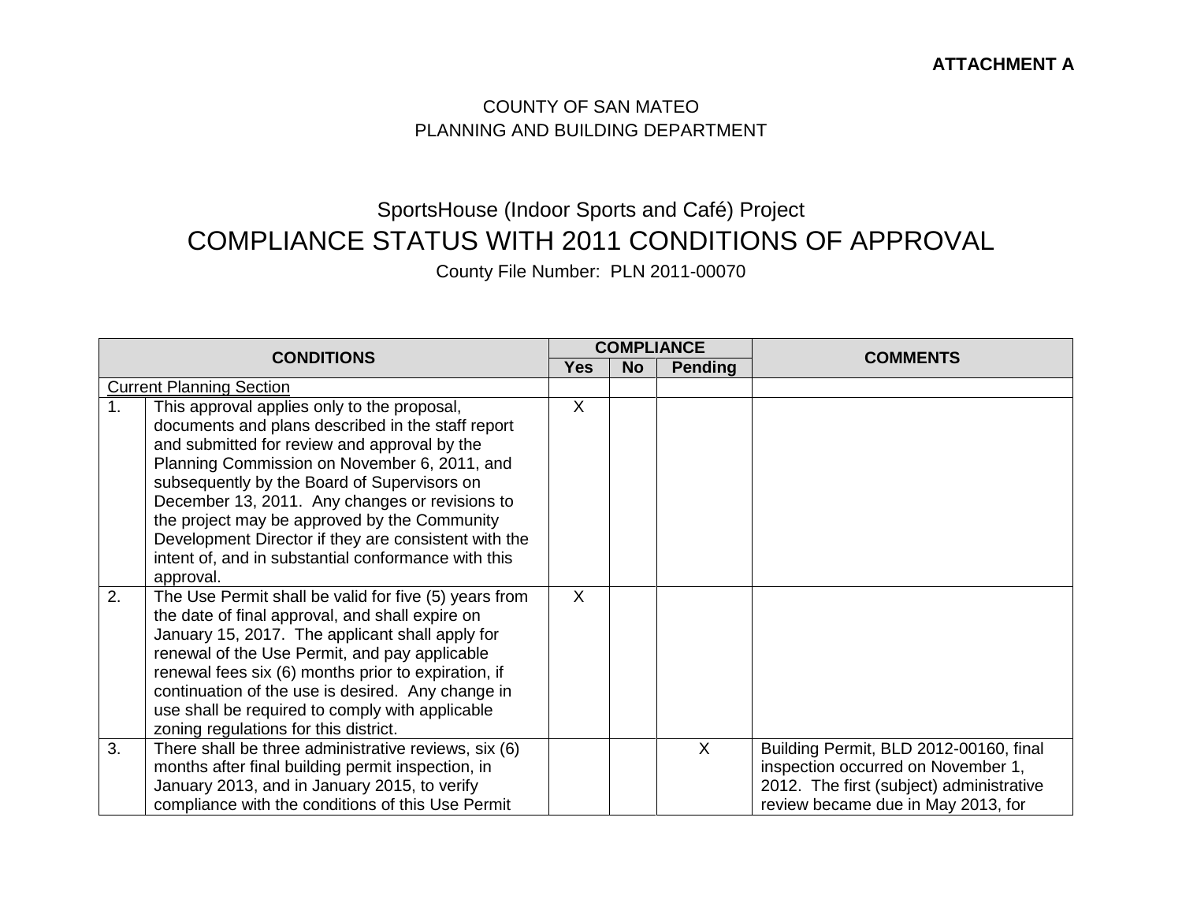**ATTACHMENT A**

COUNTY OF SAN MATEO
PLANNING AND BUILDING DEPARTMENT

SportsHouse (Indoor Sports and Café) Project

# COMPLIANCE STATUS WITH 2011 CONDITIONS OF APPROVAL

County File Number: PLN 2011-00070

| CONDITIONS | | COMPLIANCE | | | COMMENTS |
|---|---|---|---|---|---|
| | | Yes | No | Pending | |
| Current Planning Section | | | | | |
| 1. | This approval applies only to the proposal, documents and plans described in the staff report and submitted for review and approval by the Planning Commission on November 6, 2011, and subsequently by the Board of Supervisors on December 13, 2011. Any changes or revisions to the project may be approved by the Community Development Director if they are consistent with the intent of, and in substantial conformance with this approval. | X | | | |
| 2. | The Use Permit shall be valid for five (5) years from the date of final approval, and shall expire on January 15, 2017. The applicant shall apply for renewal of the Use Permit, and pay applicable renewal fees six (6) months prior to expiration, if continuation of the use is desired. Any change in use shall be required to comply with applicable zoning regulations for this district. | X | | | |
| 3. | There shall be three administrative reviews, six (6) months after final building permit inspection, in January 2013, and in January 2015, to verify compliance with the conditions of this Use Permit | | | X | Building Permit, BLD 2012-00160, final inspection occurred on November 1, 2012. The first (subject) administrative review became due in May 2013, for |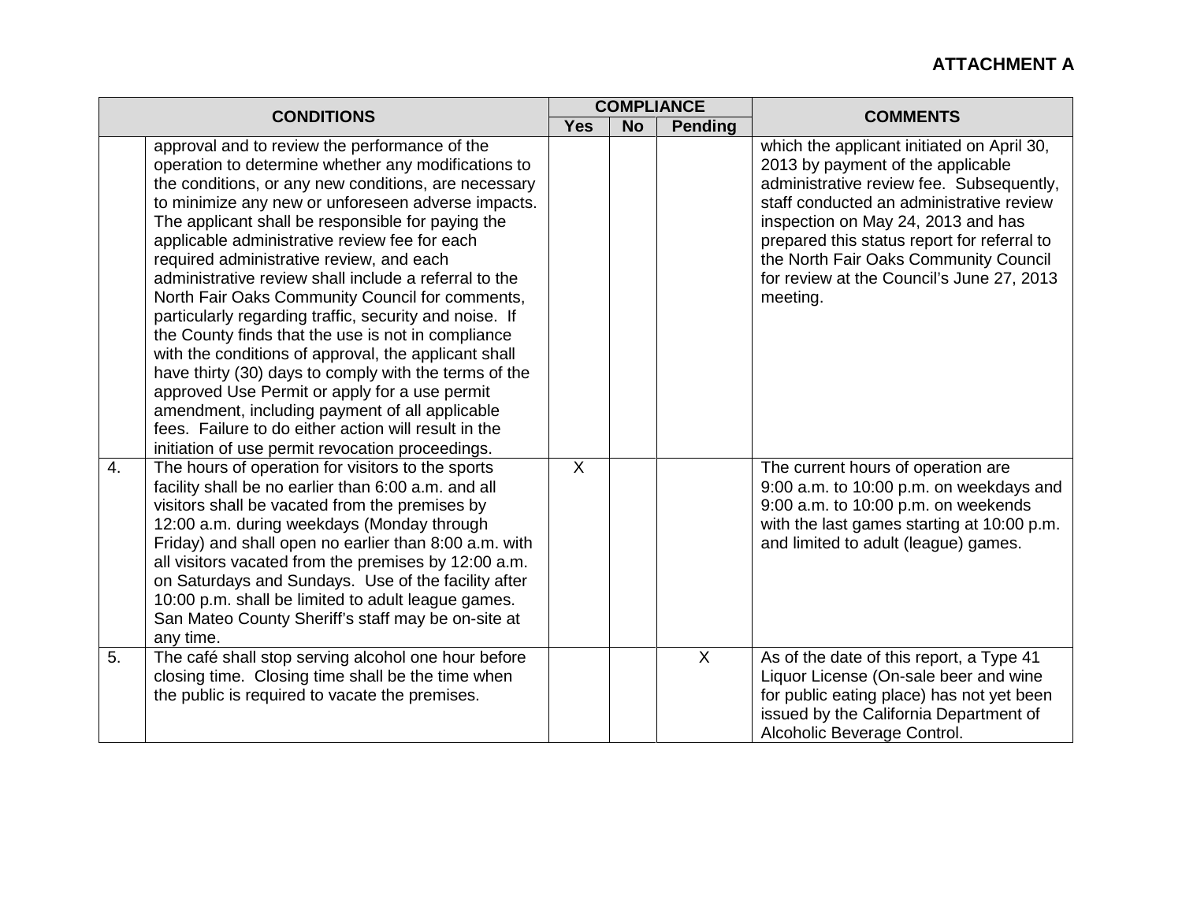**ATTACHMENT A**

| CONDITIONS | | COMPLIANCE | | | COMMENTS |
|---|---|---|---|---|---|
| | | Yes | No | Pending | |
| | approval and to review the performance of the operation to determine whether any modifications to the conditions, or any new conditions, are necessary to minimize any new or unforeseen adverse impacts. The applicant shall be responsible for paying the applicable administrative review fee for each required administrative review, and each administrative review shall include a referral to the North Fair Oaks Community Council for comments, particularly regarding traffic, security and noise. If the County finds that the use is not in compliance with the conditions of approval, the applicant shall have thirty (30) days to comply with the terms of the approved Use Permit or apply for a use permit amendment, including payment of all applicable fees. Failure to do either action will result in the initiation of use permit revocation proceedings. | | | | which the applicant initiated on April 30, 2013 by payment of the applicable administrative review fee. Subsequently, staff conducted an administrative review inspection on May 24, 2013 and has prepared this status report for referral to the North Fair Oaks Community Council for review at the Council's June 27, 2013 meeting. |
| 4. | The hours of operation for visitors to the sports facility shall be no earlier than 6:00 a.m. and all visitors shall be vacated from the premises by 12:00 a.m. during weekdays (Monday through Friday) and shall open no earlier than 8:00 a.m. with all visitors vacated from the premises by 12:00 a.m. on Saturdays and Sundays. Use of the facility after 10:00 p.m. shall be limited to adult league games. San Mateo County Sheriff's staff may be on-site at any time. | X | | | The current hours of operation are 9:00 a.m. to 10:00 p.m. on weekdays and 9:00 a.m. to 10:00 p.m. on weekends with the last games starting at 10:00 p.m. and limited to adult (league) games. |
| 5. | The café shall stop serving alcohol one hour before closing time. Closing time shall be the time when the public is required to vacate the premises. | | | X | As of the date of this report, a Type 41 Liquor License (On-sale beer and wine for public eating place) has not yet been issued by the California Department of Alcoholic Beverage Control. |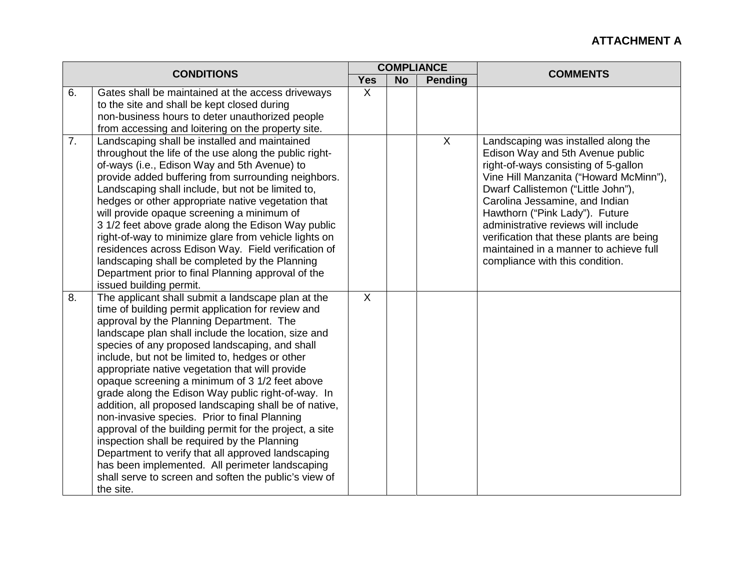**ATTACHMENT A**

| CONDITIONS | | COMPLIANCE | | | COMMENTS |
|---|---|---|---|---|---|
| | | Yes | No | Pending | |
| 6. | Gates shall be maintained at the access driveways to the site and shall be kept closed during non-business hours to deter unauthorized people from accessing and loitering on the property site. | X | | | |
| 7. | Landscaping shall be installed and maintained throughout the life of the use along the public right-of-ways (i.e., Edison Way and 5th Avenue) to provide added buffering from surrounding neighbors. Landscaping shall include, but not be limited to, hedges or other appropriate native vegetation that will provide opaque screening a minimum of 3 1/2 feet above grade along the Edison Way public right-of-way to minimize glare from vehicle lights on residences across Edison Way. Field verification of landscaping shall be completed by the Planning Department prior to final Planning approval of the issued building permit. | | | X | Landscaping was installed along the Edison Way and 5th Avenue public right-of-ways consisting of 5-gallon Vine Hill Manzanita ("Howard McMinn"), Dwarf Callistemon ("Little John"), Carolina Jessamine, and Indian Hawthorn ("Pink Lady"). Future administrative reviews will include verification that these plants are being maintained in a manner to achieve full compliance with this condition. |
| 8. | The applicant shall submit a landscape plan at the time of building permit application for review and approval by the Planning Department. The landscape plan shall include the location, size and species of any proposed landscaping, and shall include, but not be limited to, hedges or other appropriate native vegetation that will provide opaque screening a minimum of 3 1/2 feet above grade along the Edison Way public right-of-way. In addition, all proposed landscaping shall be of native, non-invasive species. Prior to final Planning approval of the building permit for the project, a site inspection shall be required by the Planning Department to verify that all approved landscaping has been implemented. All perimeter landscaping shall serve to screen and soften the public's view of the site. | X | | | |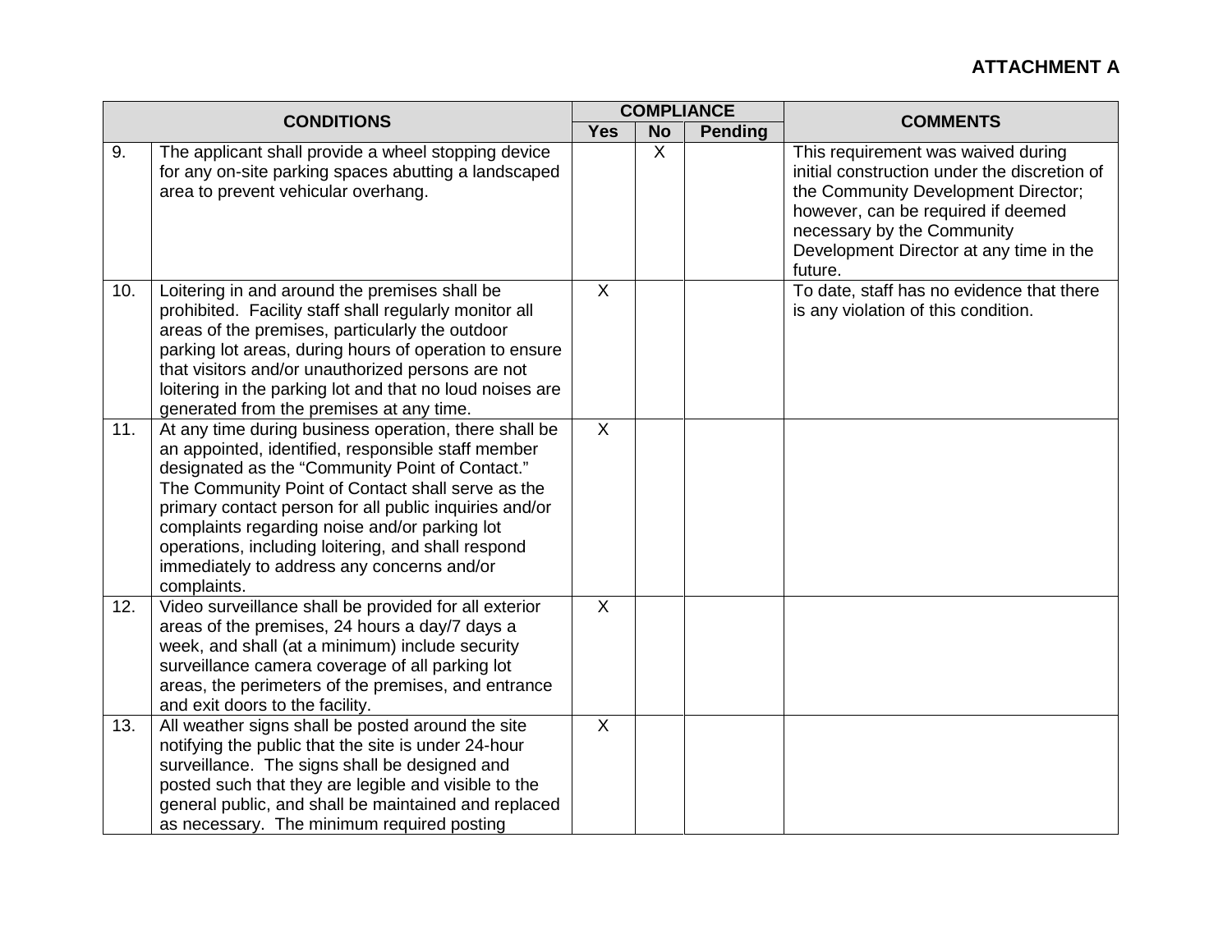**ATTACHMENT A**

| CONDITIONS | | COMPLIANCE | | | COMMENTS |
|---|---|---|---|---|---|
| | | Yes | No | Pending | |
| 9. | The applicant shall provide a wheel stopping device for any on-site parking spaces abutting a landscaped area to prevent vehicular overhang. | | X | | This requirement was waived during initial construction under the discretion of the Community Development Director; however, can be required if deemed necessary by the Community Development Director at any time in the future. |
| 10. | Loitering in and around the premises shall be prohibited. Facility staff shall regularly monitor all areas of the premises, particularly the outdoor parking lot areas, during hours of operation to ensure that visitors and/or unauthorized persons are not loitering in the parking lot and that no loud noises are generated from the premises at any time. | X | | | To date, staff has no evidence that there is any violation of this condition. |
| 11. | At any time during business operation, there shall be an appointed, identified, responsible staff member designated as the "Community Point of Contact." The Community Point of Contact shall serve as the primary contact person for all public inquiries and/or complaints regarding noise and/or parking lot operations, including loitering, and shall respond immediately to address any concerns and/or complaints. | X | | | |
| 12. | Video surveillance shall be provided for all exterior areas of the premises, 24 hours a day/7 days a week, and shall (at a minimum) include security surveillance camera coverage of all parking lot areas, the perimeters of the premises, and entrance and exit doors to the facility. | X | | | |
| 13. | All weather signs shall be posted around the site notifying the public that the site is under 24-hour surveillance. The signs shall be designed and posted such that they are legible and visible to the general public, and shall be maintained and replaced as necessary. The minimum required posting | X | | | |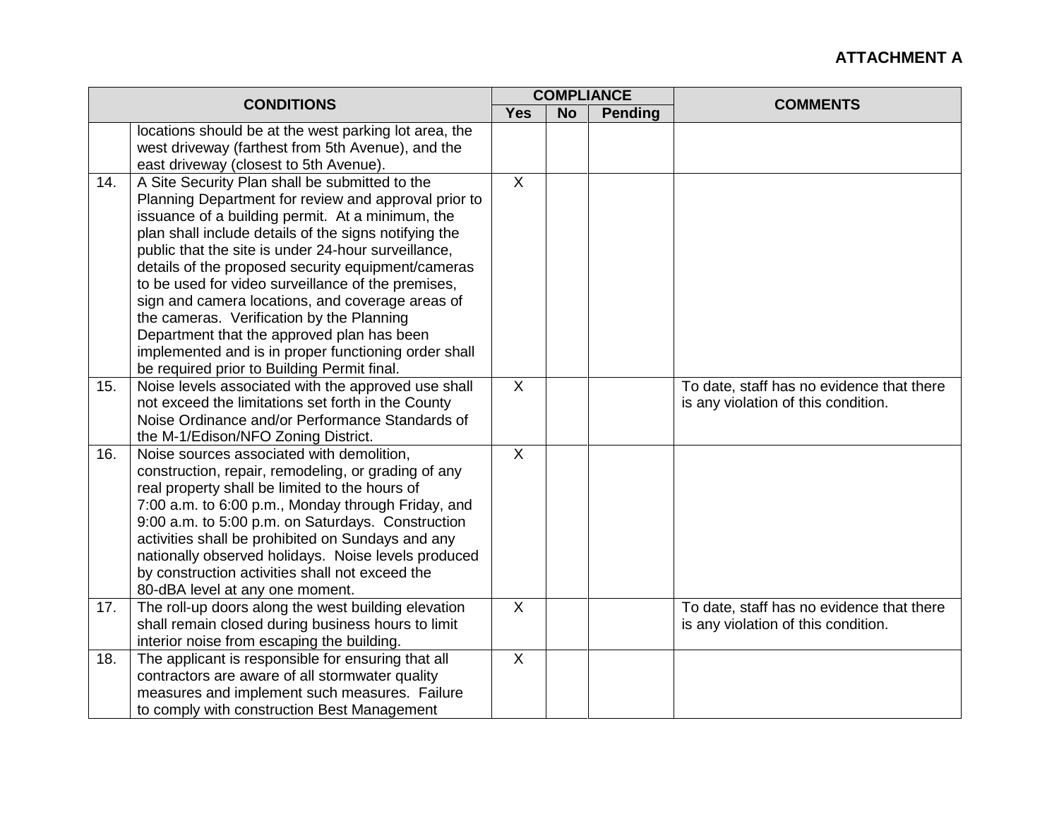**ATTACHMENT A**

| CONDITIONS | | COMPLIANCE | | | COMMENTS |
|---|---|---|---|---|---|
| | | Yes | No | Pending | |
| | locations should be at the west parking lot area, the west driveway (farthest from 5th Avenue), and the east driveway (closest to 5th Avenue). | | | | |
| 14. | A Site Security Plan shall be submitted to the Planning Department for review and approval prior to issuance of a building permit. At a minimum, the plan shall include details of the signs notifying the public that the site is under 24-hour surveillance, details of the proposed security equipment/cameras to be used for video surveillance of the premises, sign and camera locations, and coverage areas of the cameras. Verification by the Planning Department that the approved plan has been implemented and is in proper functioning order shall be required prior to Building Permit final. | X | | | |
| 15. | Noise levels associated with the approved use shall not exceed the limitations set forth in the County Noise Ordinance and/or Performance Standards of the M-1/Edison/NFO Zoning District. | X | | | To date, staff has no evidence that there is any violation of this condition. |
| 16. | Noise sources associated with demolition, construction, repair, remodeling, or grading of any real property shall be limited to the hours of 7:00 a.m. to 6:00 p.m., Monday through Friday, and 9:00 a.m. to 5:00 p.m. on Saturdays. Construction activities shall be prohibited on Sundays and any nationally observed holidays. Noise levels produced by construction activities shall not exceed the 80-dBA level at any one moment. | X | | | |
| 17. | The roll-up doors along the west building elevation shall remain closed during business hours to limit interior noise from escaping the building. | X | | | To date, staff has no evidence that there is any violation of this condition. |
| 18. | The applicant is responsible for ensuring that all contractors are aware of all stormwater quality measures and implement such measures. Failure to comply with construction Best Management | X | | | |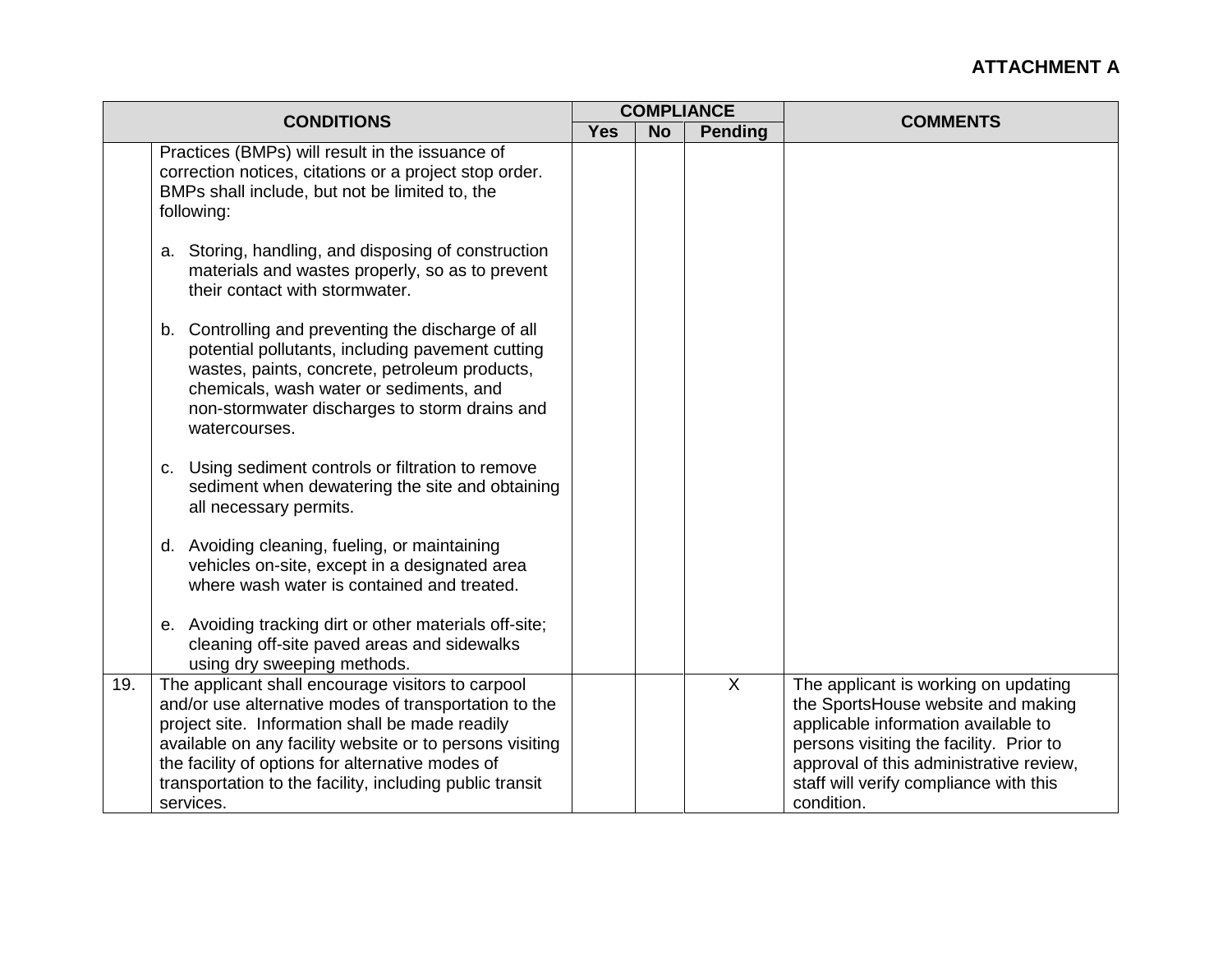**ATTACHMENT A**

| CONDITIONS | | COMPLIANCE | | | COMMENTS |
|---|---|---|---|---|---|
| | | Yes | No | Pending | |
| | Practices (BMPs) will result in the issuance of correction notices, citations or a project stop order. BMPs shall include, but not be limited to, the following:<br><br>a. Storing, handling, and disposing of construction materials and wastes properly, so as to prevent their contact with stormwater.<br><br>b. Controlling and preventing the discharge of all potential pollutants, including pavement cutting wastes, paints, concrete, petroleum products, chemicals, wash water or sediments, and non-stormwater discharges to storm drains and watercourses.<br><br>c. Using sediment controls or filtration to remove sediment when dewatering the site and obtaining all necessary permits.<br><br>d. Avoiding cleaning, fueling, or maintaining vehicles on-site, except in a designated area where wash water is contained and treated.<br><br>e. Avoiding tracking dirt or other materials off-site; cleaning off-site paved areas and sidewalks using dry sweeping methods. | | | | |
| 19. | The applicant shall encourage visitors to carpool and/or use alternative modes of transportation to the project site. Information shall be made readily available on any facility website or to persons visiting the facility of options for alternative modes of transportation to the facility, including public transit services. | | | X | The applicant is working on updating the SportsHouse website and making applicable information available to persons visiting the facility. Prior to approval of this administrative review, staff will verify compliance with this condition. |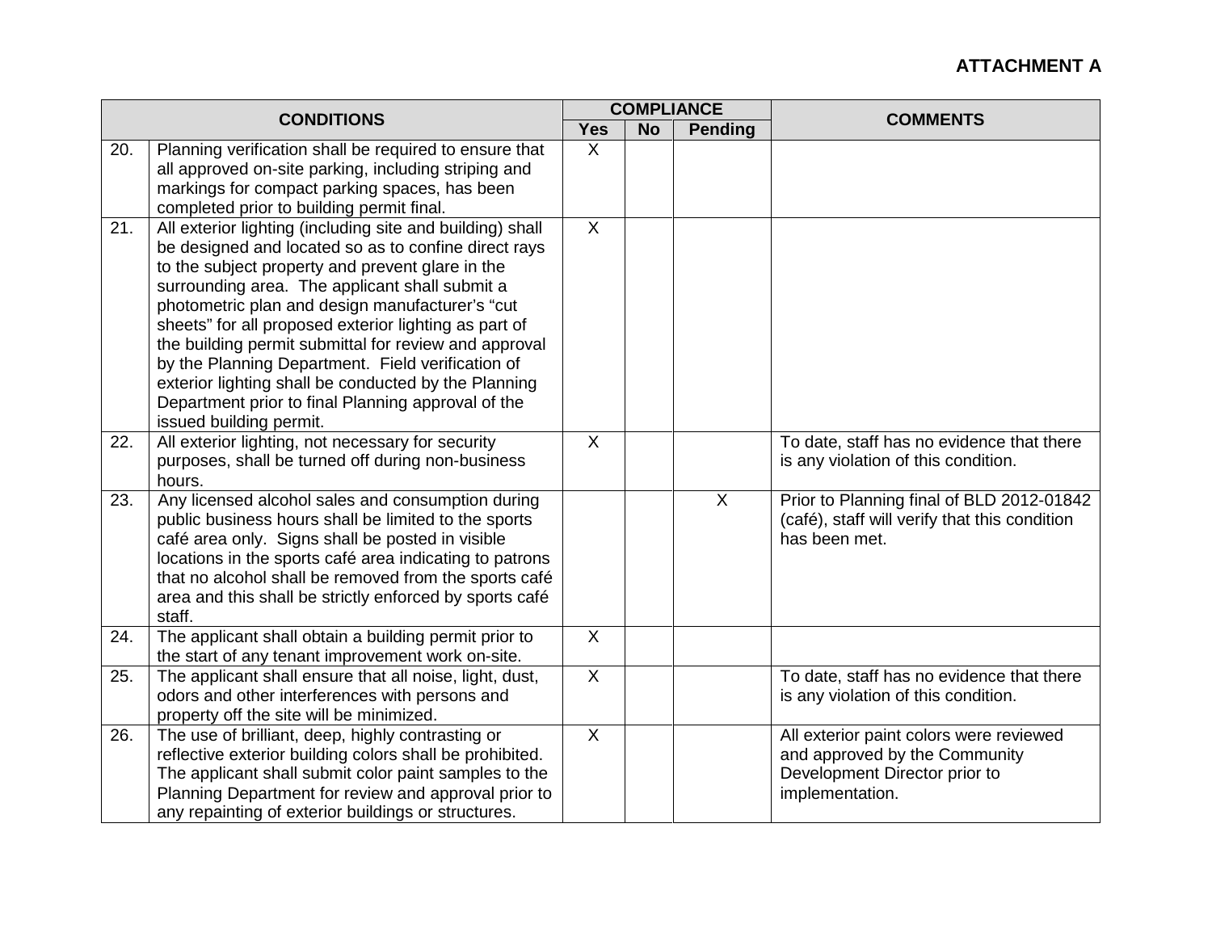**ATTACHMENT A**

| CONDITIONS | | COMPLIANCE | | | COMMENTS |
|---|---|---|---|---|---|
| | | Yes | No | Pending | |
| 20. | Planning verification shall be required to ensure that all approved on-site parking, including striping and markings for compact parking spaces, has been completed prior to building permit final. | X | | | |
| 21. | All exterior lighting (including site and building) shall be designed and located so as to confine direct rays to the subject property and prevent glare in the surrounding area. The applicant shall submit a photometric plan and design manufacturer's "cut sheets" for all proposed exterior lighting as part of the building permit submittal for review and approval by the Planning Department. Field verification of exterior lighting shall be conducted by the Planning Department prior to final Planning approval of the issued building permit. | X | | | |
| 22. | All exterior lighting, not necessary for security purposes, shall be turned off during non-business hours. | X | | | To date, staff has no evidence that there is any violation of this condition. |
| 23. | Any licensed alcohol sales and consumption during public business hours shall be limited to the sports café area only. Signs shall be posted in visible locations in the sports café area indicating to patrons that no alcohol shall be removed from the sports café area and this shall be strictly enforced by sports café staff. | | | X | Prior to Planning final of BLD 2012-01842 (café), staff will verify that this condition has been met. |
| 24. | The applicant shall obtain a building permit prior to the start of any tenant improvement work on-site. | X | | | |
| 25. | The applicant shall ensure that all noise, light, dust, odors and other interferences with persons and property off the site will be minimized. | X | | | To date, staff has no evidence that there is any violation of this condition. |
| 26. | The use of brilliant, deep, highly contrasting or reflective exterior building colors shall be prohibited. The applicant shall submit color paint samples to the Planning Department for review and approval prior to any repainting of exterior buildings or structures. | X | | | All exterior paint colors were reviewed and approved by the Community Development Director prior to implementation. |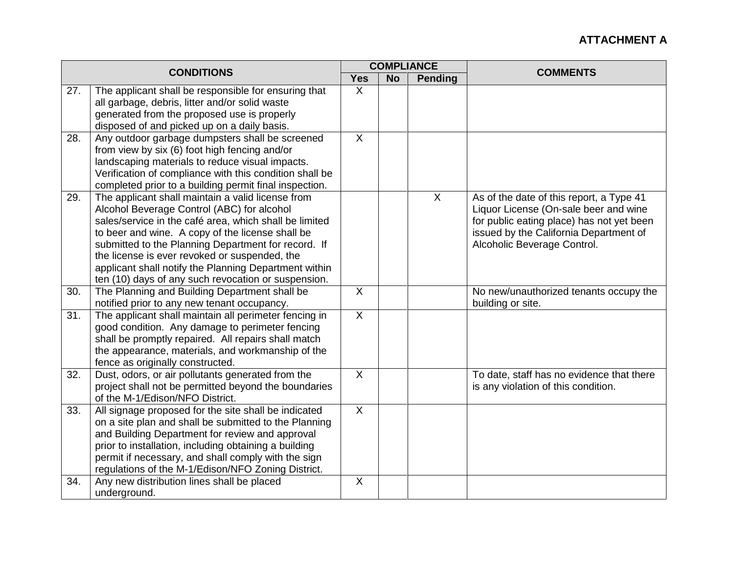**ATTACHMENT A**

| CONDITIONS | | COMPLIANCE | | | COMMENTS |
|---|---|---|---|---|---|
| | | Yes | No | Pending | |
| 27. | The applicant shall be responsible for ensuring that all garbage, debris, litter and/or solid waste generated from the proposed use is properly disposed of and picked up on a daily basis. | X | | | |
| 28. | Any outdoor garbage dumpsters shall be screened from view by six (6) foot high fencing and/or landscaping materials to reduce visual impacts. Verification of compliance with this condition shall be completed prior to a building permit final inspection. | X | | | |
| 29. | The applicant shall maintain a valid license from Alcohol Beverage Control (ABC) for alcohol sales/service in the café area, which shall be limited to beer and wine. A copy of the license shall be submitted to the Planning Department for record. If the license is ever revoked or suspended, the applicant shall notify the Planning Department within ten (10) days of any such revocation or suspension. | | | X | As of the date of this report, a Type 41 Liquor License (On-sale beer and wine for public eating place) has not yet been issued by the California Department of Alcoholic Beverage Control. |
| 30. | The Planning and Building Department shall be notified prior to any new tenant occupancy. | X | | | No new/unauthorized tenants occupy the building or site. |
| 31. | The applicant shall maintain all perimeter fencing in good condition. Any damage to perimeter fencing shall be promptly repaired. All repairs shall match the appearance, materials, and workmanship of the fence as originally constructed. | X | | | |
| 32. | Dust, odors, or air pollutants generated from the project shall not be permitted beyond the boundaries of the M-1/Edison/NFO District. | X | | | To date, staff has no evidence that there is any violation of this condition. |
| 33. | All signage proposed for the site shall be indicated on a site plan and shall be submitted to the Planning and Building Department for review and approval prior to installation, including obtaining a building permit if necessary, and shall comply with the sign regulations of the M-1/Edison/NFO Zoning District. | X | | | |
| 34. | Any new distribution lines shall be placed underground. | X | | | |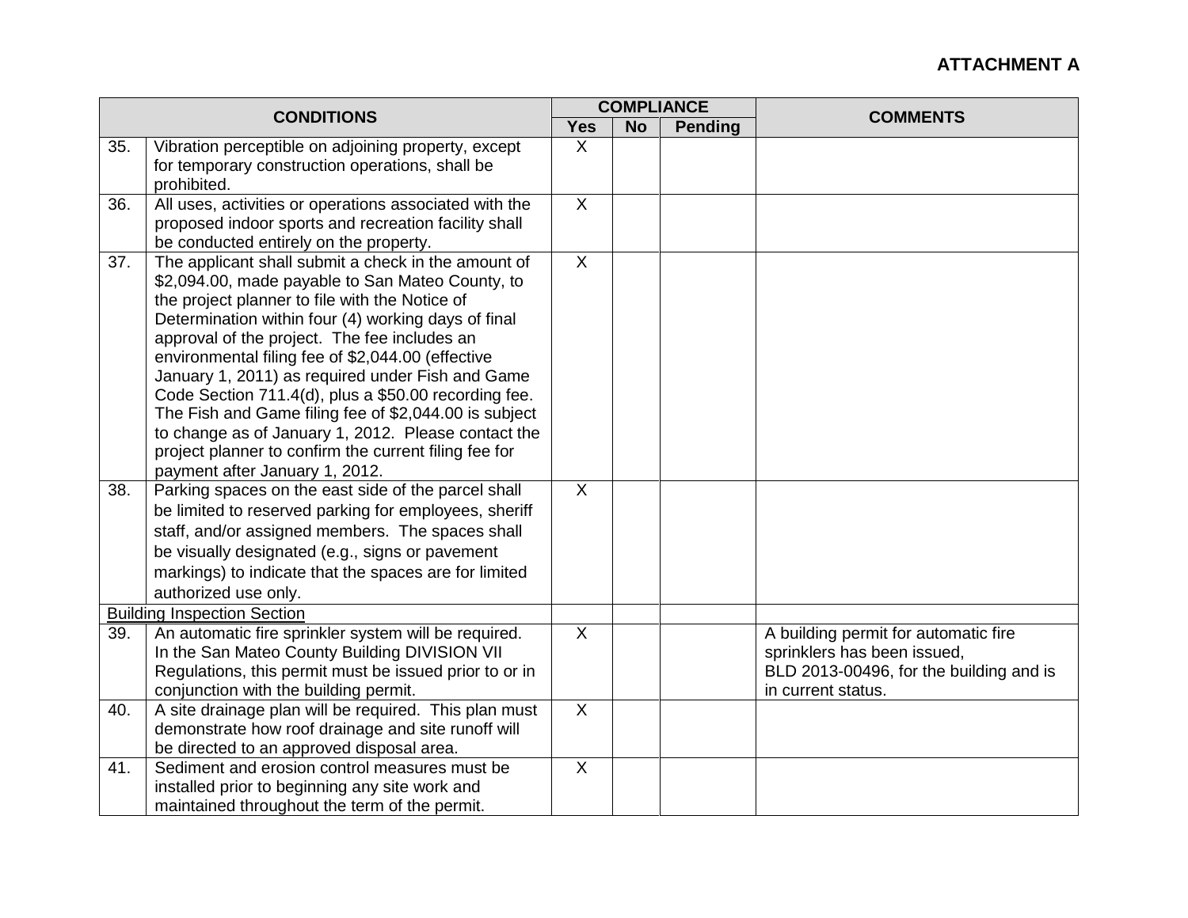**ATTACHMENT A**

| CONDITIONS | | COMPLIANCE | | | COMMENTS |
|---|---|---|---|---|---|
| | | Yes | No | Pending | |
| 35. | Vibration perceptible on adjoining property, except for temporary construction operations, shall be prohibited. | X | | | |
| 36. | All uses, activities or operations associated with the proposed indoor sports and recreation facility shall be conducted entirely on the property. | X | | | |
| 37. | The applicant shall submit a check in the amount of $2,094.00, made payable to San Mateo County, to the project planner to file with the Notice of Determination within four (4) working days of final approval of the project. The fee includes an environmental filing fee of $2,044.00 (effective January 1, 2011) as required under Fish and Game Code Section 711.4(d), plus a $50.00 recording fee. The Fish and Game filing fee of $2,044.00 is subject to change as of January 1, 2012. Please contact the project planner to confirm the current filing fee for payment after January 1, 2012. | X | | | |
| 38. | Parking spaces on the east side of the parcel shall be limited to reserved parking for employees, sheriff staff, and/or assigned members. The spaces shall be visually designated (e.g., signs or pavement markings) to indicate that the spaces are for limited authorized use only. | X | | | |
| Building Inspection Section | | | | | |
| 39. | An automatic fire sprinkler system will be required. In the San Mateo County Building DIVISION VII Regulations, this permit must be issued prior to or in conjunction with the building permit. | X | | | A building permit for automatic fire sprinklers has been issued, BLD 2013-00496, for the building and is in current status. |
| 40. | A site drainage plan will be required. This plan must demonstrate how roof drainage and site runoff will be directed to an approved disposal area. | X | | | |
| 41. | Sediment and erosion control measures must be installed prior to beginning any site work and maintained throughout the term of the permit. | X | | | |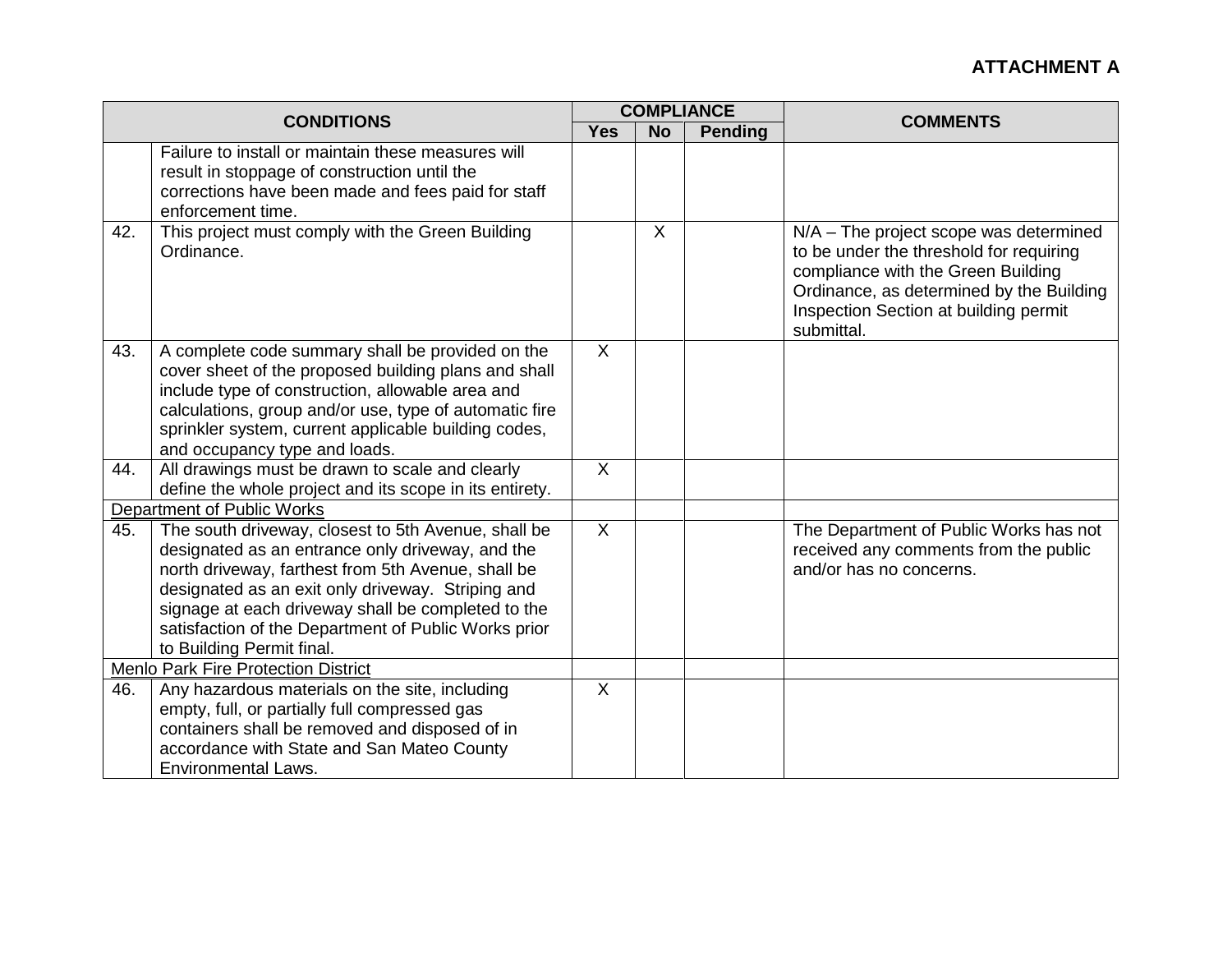**ATTACHMENT A**

| CONDITIONS | | COMPLIANCE | | | COMMENTS |
|---|---|---|---|---|---|
| | | Yes | No | Pending | |
| | Failure to install or maintain these measures will result in stoppage of construction until the corrections have been made and fees paid for staff enforcement time. | | | | |
| 42. | This project must comply with the Green Building Ordinance. | | X | | N/A – The project scope was determined to be under the threshold for requiring compliance with the Green Building Ordinance, as determined by the Building Inspection Section at building permit submittal. |
| 43. | A complete code summary shall be provided on the cover sheet of the proposed building plans and shall include type of construction, allowable area and calculations, group and/or use, type of automatic fire sprinkler system, current applicable building codes, and occupancy type and loads. | X | | | |
| 44. | All drawings must be drawn to scale and clearly define the whole project and its scope in its entirety. | X | | | |
| Department of Public Works | | | | | |
| 45. | The south driveway, closest to 5th Avenue, shall be designated as an entrance only driveway, and the north driveway, farthest from 5th Avenue, shall be designated as an exit only driveway. Striping and signage at each driveway shall be completed to the satisfaction of the Department of Public Works prior to Building Permit final. | X | | | The Department of Public Works has not received any comments from the public and/or has no concerns. |
| Menlo Park Fire Protection District | | | | | |
| 46. | Any hazardous materials on the site, including empty, full, or partially full compressed gas containers shall be removed and disposed of in accordance with State and San Mateo County Environmental Laws. | X | | | |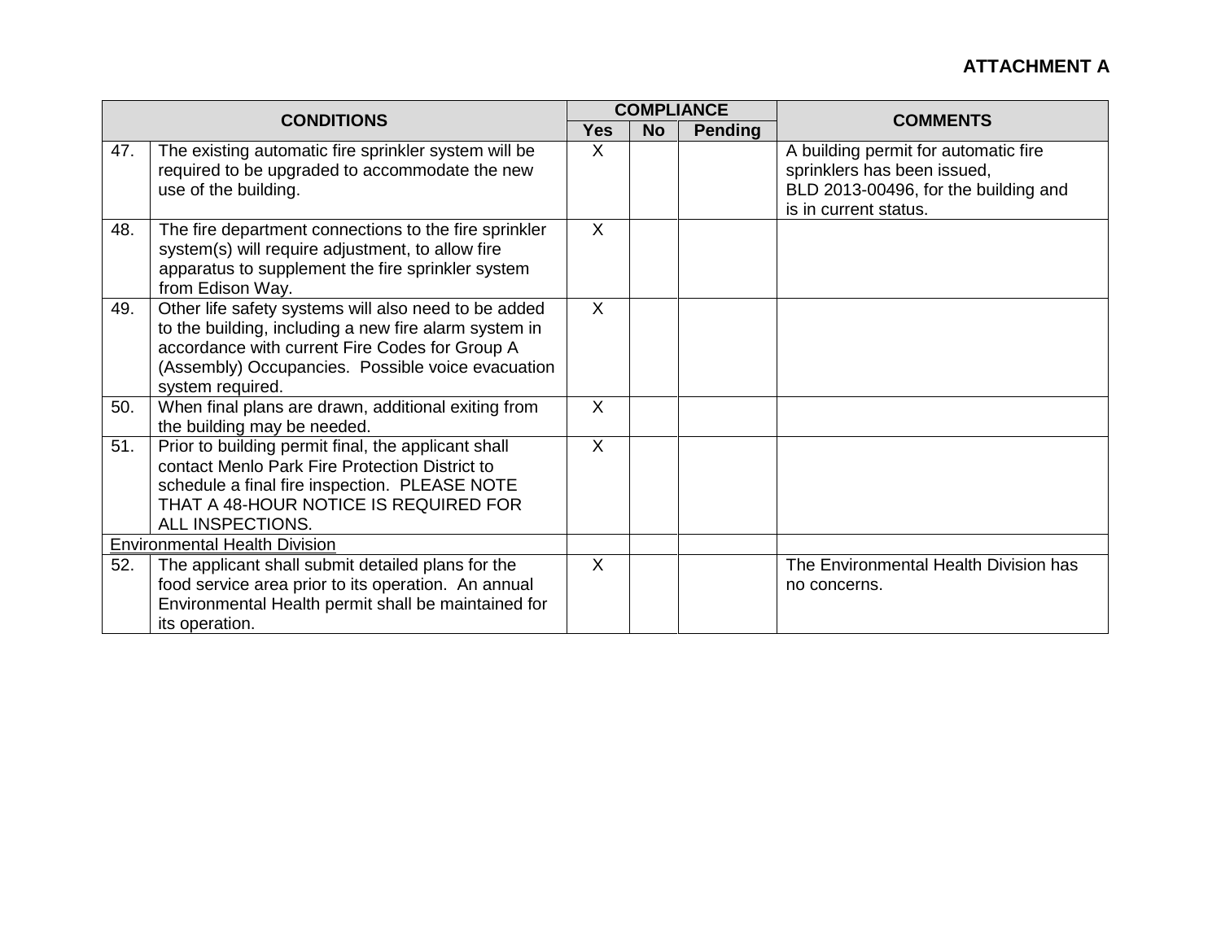**ATTACHMENT A**

| CONDITIONS | | COMPLIANCE | | | COMMENTS |
|---|---|---|---|---|---|
| | | Yes | No | Pending | |
| 47. | The existing automatic fire sprinkler system will be required to be upgraded to accommodate the new use of the building. | X | | | A building permit for automatic fire sprinklers has been issued, BLD 2013-00496, for the building and is in current status. |
| 48. | The fire department connections to the fire sprinkler system(s) will require adjustment, to allow fire apparatus to supplement the fire sprinkler system from Edison Way. | X | | | |
| 49. | Other life safety systems will also need to be added to the building, including a new fire alarm system in accordance with current Fire Codes for Group A (Assembly) Occupancies. Possible voice evacuation system required. | X | | | |
| 50. | When final plans are drawn, additional exiting from the building may be needed. | X | | | |
| 51. | Prior to building permit final, the applicant shall contact Menlo Park Fire Protection District to schedule a final fire inspection. PLEASE NOTE THAT A 48-HOUR NOTICE IS REQUIRED FOR ALL INSPECTIONS. | X | | | |
| Environmental Health Division | | | | | |
| 52. | The applicant shall submit detailed plans for the food service area prior to its operation. An annual Environmental Health permit shall be maintained for its operation. | X | | | The Environmental Health Division has no concerns. |